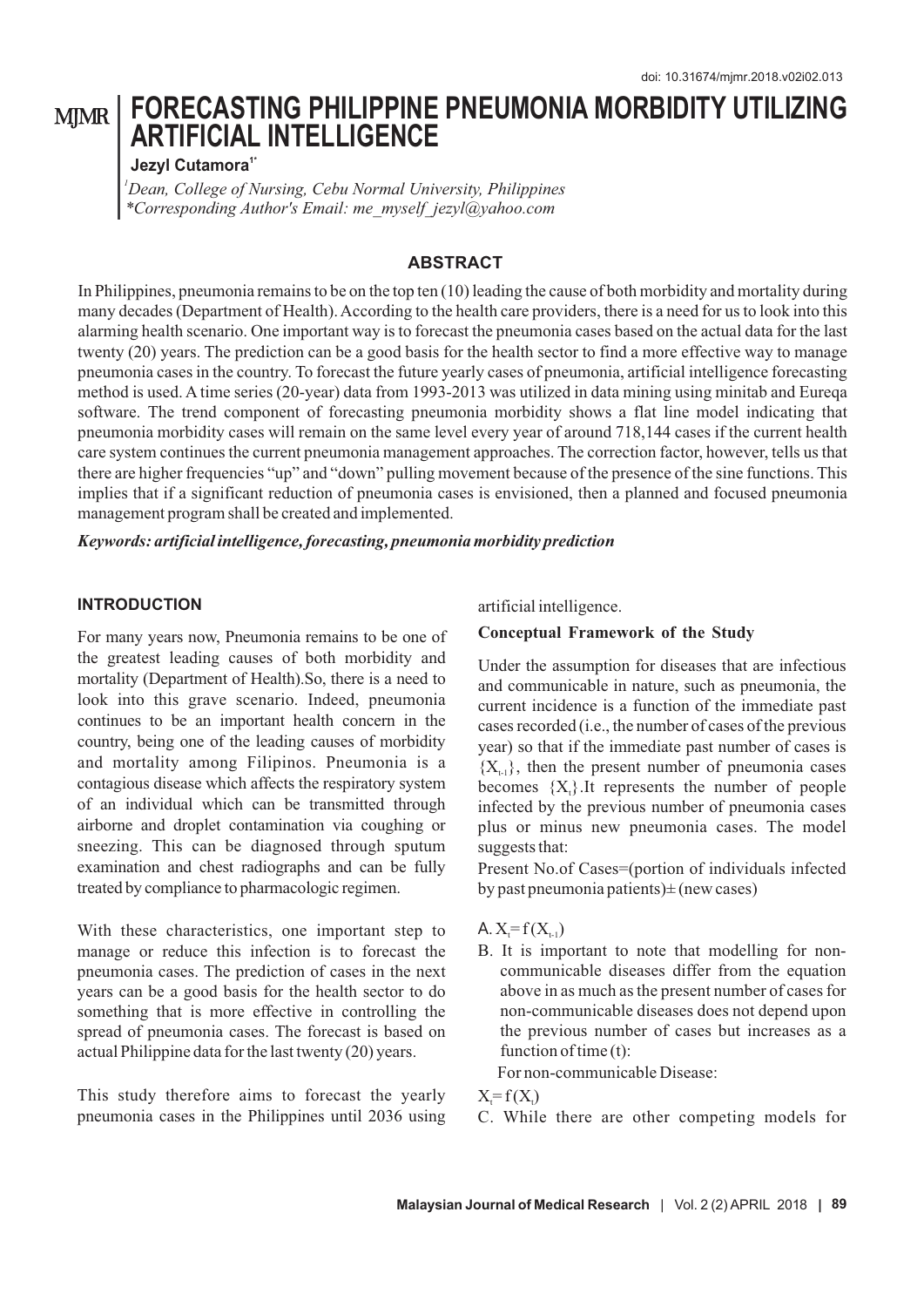doi: 10.31674/mjmr.2018.v02i02.013

# FORECASTING PHILIPPINE PNEUMONIA MORBIDITY UTILIZING ARTIFICIAL INTELLIGENCE

**Jezyl Cutamora**[1*]

[1]*Dean, College of Nursing, Cebu Normal University, Philippines*
*\*Corresponding Author's Email: me_myself_jezyl@yahoo.com*

## ABSTRACT

In Philippines, pneumonia remains to be on the top ten (10) leading the cause of both morbidity and mortality during many decades (Department of Health). According to the health care providers, there is a need for us to look into this alarming health scenario. One important way is to forecast the pneumonia cases based on the actual data for the last twenty (20) years. The prediction can be a good basis for the health sector to find a more effective way to manage pneumonia cases in the country. To forecast the future yearly cases of pneumonia, artificial intelligence forecasting method is used. A time series (20-year) data from 1993-2013 was utilized in data mining using minitab and Eureqa software. The trend component of forecasting pneumonia morbidity shows a flat line model indicating that pneumonia morbidity cases will remain on the same level every year of around 718,144 cases if the current health care system continues the current pneumonia management approaches. The correction factor, however, tells us that there are higher frequencies "up" and "down" pulling movement because of the presence of the sine functions. This implies that if a significant reduction of pneumonia cases is envisioned, then a planned and focused pneumonia management program shall be created and implemented.

***Keywords: artificial intelligence, forecasting, pneumonia morbidity prediction***

## INTRODUCTION

For many years now, Pneumonia remains to be one of the greatest leading causes of both morbidity and mortality (Department of Health).So, there is a need to look into this grave scenario. Indeed, pneumonia continues to be an important health concern in the country, being one of the leading causes of morbidity and mortality among Filipinos. Pneumonia is a contagious disease which affects the respiratory system of an individual which can be transmitted through airborne and droplet contamination via coughing or sneezing. This can be diagnosed through sputum examination and chest radiographs and can be fully treated by compliance to pharmacologic regimen.

With these characteristics, one important step to manage or reduce this infection is to forecast the pneumonia cases. The prediction of cases in the next years can be a good basis for the health sector to do something that is more effective in controlling the spread of pneumonia cases. The forecast is based on actual Philippine data for the last twenty (20) years.

This study therefore aims to forecast the yearly pneumonia cases in the Philippines until 2036 using artificial intelligence.

### Conceptual Framework of the Study

Under the assumption for diseases that are infectious and communicable in nature, such as pneumonia, the current incidence is a function of the immediate past cases recorded (i.e., the number of cases of the previous year) so that if the immediate past number of cases is $\{X_{t-1}\}$, then the present number of pneumonia cases becomes $\{X_t\}$.It represents the number of people infected by the previous number of pneumonia cases plus or minus new pneumonia cases. The model suggests that:

Present No.of Cases=(portion of individuals infected by past pneumonia patients)± (new cases)

A. $X_t = f(X_{t-1})$

B. It is important to note that modelling for non-communicable diseases differ from the equation above in as much as the present number of cases for non-communicable diseases does not depend upon the previous number of cases but increases as a function of time (t):

For non-communicable Disease:

$X_t = f(X_t)$

C. While there are other competing models for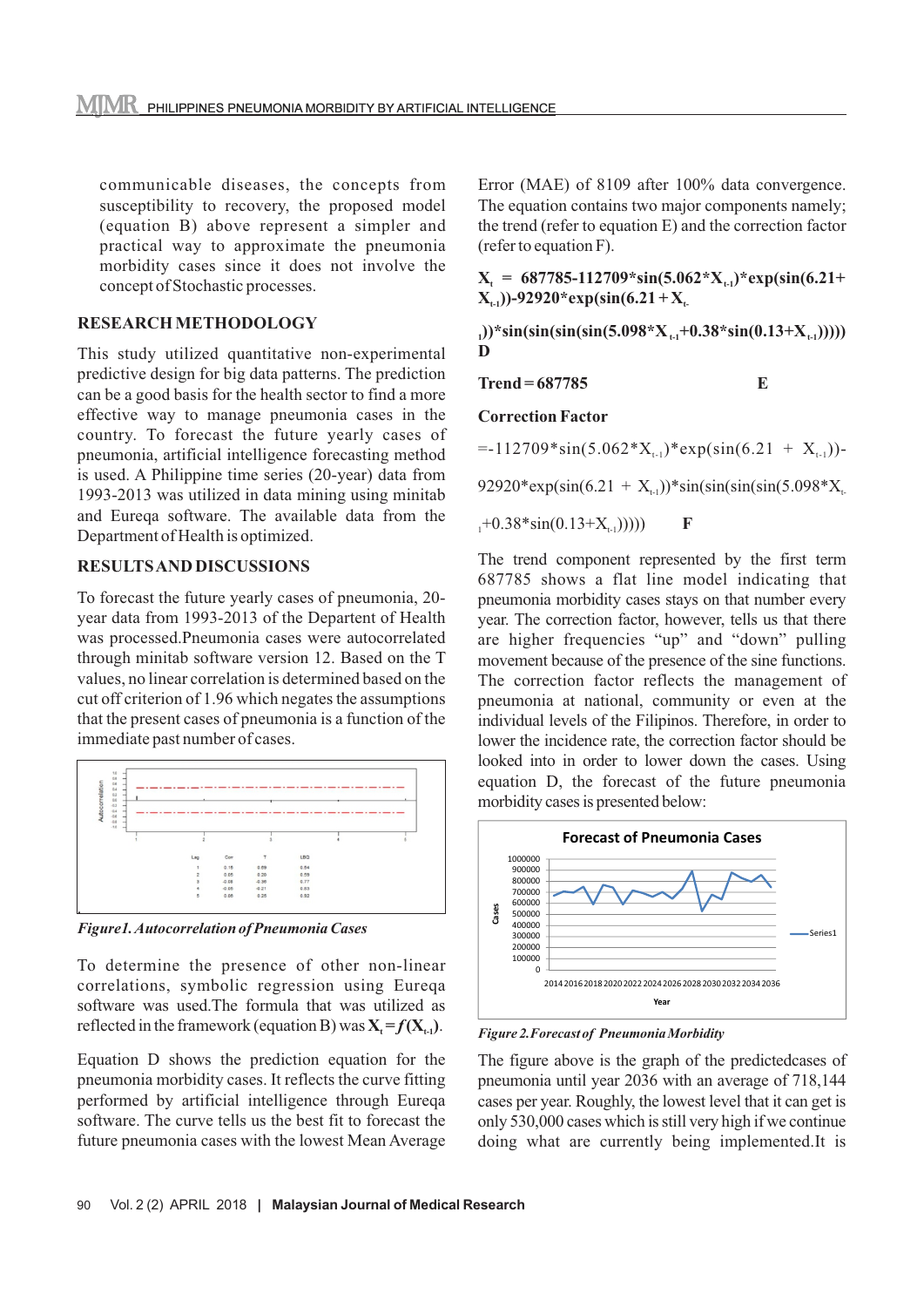communicable diseases, the concepts from susceptibility to recovery, the proposed model (equation B) above represent a simpler and practical way to approximate the pneumonia morbidity cases since it does not involve the concept of Stochastic processes.

## RESEARCH METHODOLOGY

This study utilized quantitative non-experimental predictive design for big data patterns. The prediction can be a good basis for the health sector to find a more effective way to manage pneumonia cases in the country. To forecast the future yearly cases of pneumonia, artificial intelligence forecasting method is used. A Philippine time series (20-year) data from 1993-2013 was utilized in data mining using minitab and Eureqa software. The available data from the Department of Health is optimized.

## RESULTS AND DISCUSSIONS

To forecast the future yearly cases of pneumonia, 20-year data from 1993-2013 of the Departent of Health was processed.Pneumonia cases were autocorrelated through minitab software version 12. Based on the T values, no linear correlation is determined based on the cut off criterion of 1.96 which negates the assumptions that the present cases of pneumonia is a function of the immediate past number of cases.

| Lag | Corr | T | LBQ |
|---|---|---|---|
| 1 | 0.15 | 0.69 | 0.54 |
| 2 | 0.05 | 0.20 | 0.59 |
| 3 | -0.08 | -0.36 | 0.77 |
| 4 | -0.05 | -0.21 | 0.83 |
| 5 | 0.06 | 0.26 | 0.92 |

*Figure1. Autocorrelation of Pneumonia Cases*

To determine the presence of other non-linear correlations, symbolic regression using Eureqa software was used.The formula that was utilized as reflected in the framework (equation B) was $X_t = f(X_{t-1})$.

Equation D shows the prediction equation for the pneumonia morbidity cases. It reflects the curve fitting performed by artificial intelligence through Eureqa software. The curve tells us the best fit to forecast the future pneumonia cases with the lowest Mean Average Error (MAE) of 8109 after 100% data convergence. The equation contains two major components namely; the trend (refer to equation E) and the correction factor (refer to equation F).

$$X_t = 687785-112709*\sin(5.062*X_{t-1})*\exp(\sin(6.21+X_{t-1}))-92920*\exp(\sin(6.21+X_{t-1}))*\sin(\sin(\sin(\sin(5.098*X_{t-1}+0.38*\sin(0.13+X_{t-1}))))) \quad \textbf{D}$$

**Trend** = 687785 **E**

**Correction Factor**

$$=-112709*\sin(5.062*X_{t-1})*\exp(\sin(6.21+X_{t-1}))-92920*\exp(\sin(6.21+X_{t-1}))*\sin(\sin(\sin(\sin(5.098*X_{t-1}+0.38*\sin(0.13+X_{t-1}))))) \quad \textbf{F}$$

The trend component represented by the first term 687785 shows a flat line model indicating that pneumonia morbidity cases stays on that number every year. The correction factor, however, tells us that there are higher frequencies "up" and "down" pulling movement because of the presence of the sine functions. The correction factor reflects the management of pneumonia at national, community or even at the individual levels of the Filipinos. Therefore, in order to lower the incidence rate, the correction factor should be looked into in order to lower down the cases. Using equation D, the forecast of the future pneumonia morbidity cases is presented below:

*Figure 2. Forecast of Pneumonia Morbidity*

The figure above is the graph of the predictedcases of pneumonia until year 2036 with an average of 718,144 cases per year. Roughly, the lowest level that it can get is only 530,000 cases which is still very high if we continue doing what are currently being implemented.It is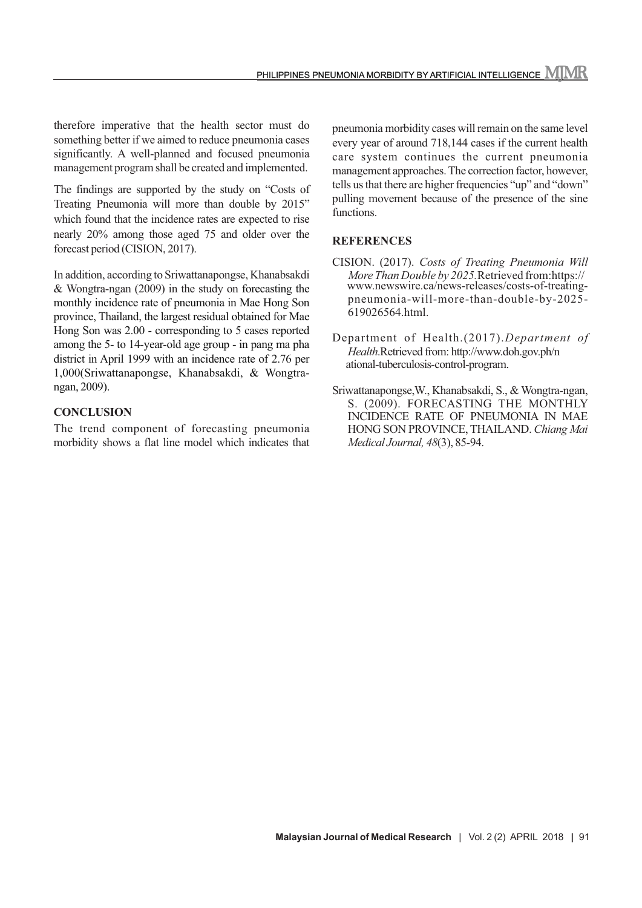therefore imperative that the health sector must do something better if we aimed to reduce pneumonia cases significantly. A well-planned and focused pneumonia management program shall be created and implemented.

The findings are supported by the study on "Costs of Treating Pneumonia will more than double by 2015" which found that the incidence rates are expected to rise nearly 20% among those aged 75 and older over the forecast period (CISION, 2017).

In addition, according to Sriwattanapongse, Khanabsakdi & Wongtra-ngan (2009) in the study on forecasting the monthly incidence rate of pneumonia in Mae Hong Son province, Thailand, the largest residual obtained for Mae Hong Son was 2.00 - corresponding to 5 cases reported among the 5- to 14-year-old age group - in pang ma pha district in April 1999 with an incidence rate of 2.76 per 1,000(Sriwattanapongse, Khanabsakdi, & Wongtra-ngan, 2009).

## CONCLUSION

The trend component of forecasting pneumonia morbidity shows a flat line model which indicates that pneumonia morbidity cases will remain on the same level every year of around 718,144 cases if the current health care system continues the current pneumonia management approaches. The correction factor, however, tells us that there are higher frequencies "up" and "down" pulling movement because of the presence of the sine functions.

## REFERENCES

CISION. (2017). *Costs of Treating Pneumonia Will More Than Double by 2025.* Retrieved from:https://www.newswire.ca/news-releases/costs-of-treating-pneumonia-will-more-than-double-by-2025-619026564.html.

Department of Health.(2017).*Department of Health*.Retrieved from: http://www.doh.gov.ph/national-tuberculosis-control-program.

Sriwattanapongse,W., Khanabsakdi, S., & Wongtra-ngan, S. (2009). FORECASTING THE MONTHLY INCIDENCE RATE OF PNEUMONIA IN MAE HONG SON PROVINCE, THAILAND. *Chiang Mai Medical Journal, 48*(3), 85-94.